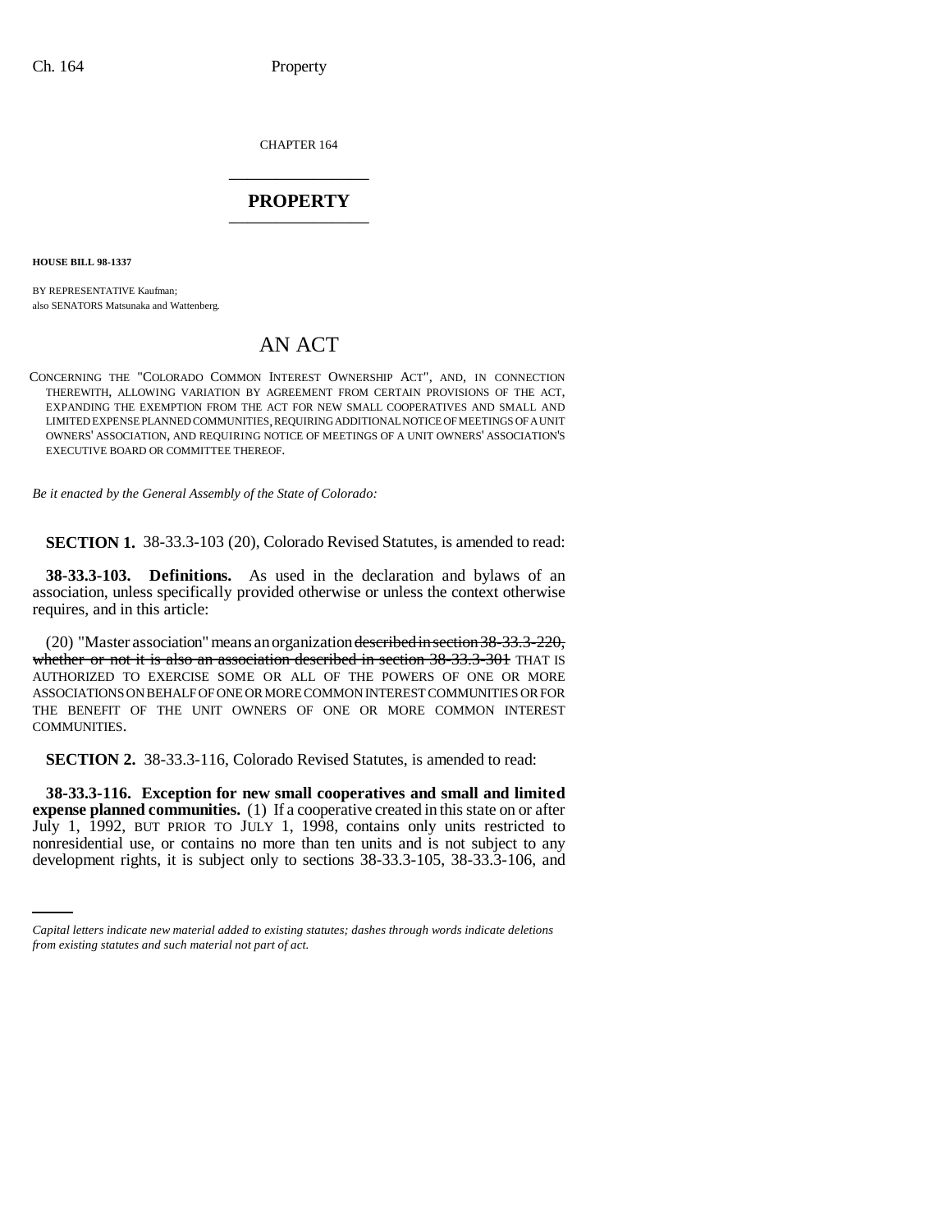CHAPTER 164

# PROPERTY

**HOUSE BILL 98-1337**

BY REPRESENTATIVE Kaufman;
also SENATORS Matsunaka and Wattenberg.

## AN ACT

CONCERNING THE "COLORADO COMMON INTEREST OWNERSHIP ACT", AND, IN CONNECTION THEREWITH, ALLOWING VARIATION BY AGREEMENT FROM CERTAIN PROVISIONS OF THE ACT, EXPANDING THE EXEMPTION FROM THE ACT FOR NEW SMALL COOPERATIVES AND SMALL AND LIMITED EXPENSE PLANNED COMMUNITIES, REQUIRING ADDITIONAL NOTICE OF MEETINGS OF A UNIT OWNERS' ASSOCIATION, AND REQUIRING NOTICE OF MEETINGS OF A UNIT OWNERS' ASSOCIATION'S EXECUTIVE BOARD OR COMMITTEE THEREOF.

*Be it enacted by the General Assembly of the State of Colorado:*

**SECTION 1.** 38-33.3-103 (20), Colorado Revised Statutes, is amended to read:

**38-33.3-103. Definitions.** As used in the declaration and bylaws of an association, unless specifically provided otherwise or unless the context otherwise requires, and in this article:

(20) "Master association" means an organization ~~described in section 38-33.3-220, whether or not it is also an association described in section 38-33.3-301~~ THAT IS AUTHORIZED TO EXERCISE SOME OR ALL OF THE POWERS OF ONE OR MORE ASSOCIATIONS ON BEHALF OF ONE OR MORE COMMON INTEREST COMMUNITIES OR FOR THE BENEFIT OF THE UNIT OWNERS OF ONE OR MORE COMMON INTEREST COMMUNITIES.

**SECTION 2.** 38-33.3-116, Colorado Revised Statutes, is amended to read:

**38-33.3-116. Exception for new small cooperatives and small and limited expense planned communities.** (1) If a cooperative created in this state on or after July 1, 1992, BUT PRIOR TO JULY 1, 1998, contains only units restricted to nonresidential use, or contains no more than ten units and is not subject to any development rights, it is subject only to sections 38-33.3-105, 38-33.3-106, and

*Capital letters indicate new material added to existing statutes; dashes through words indicate deletions from existing statutes and such material not part of act.*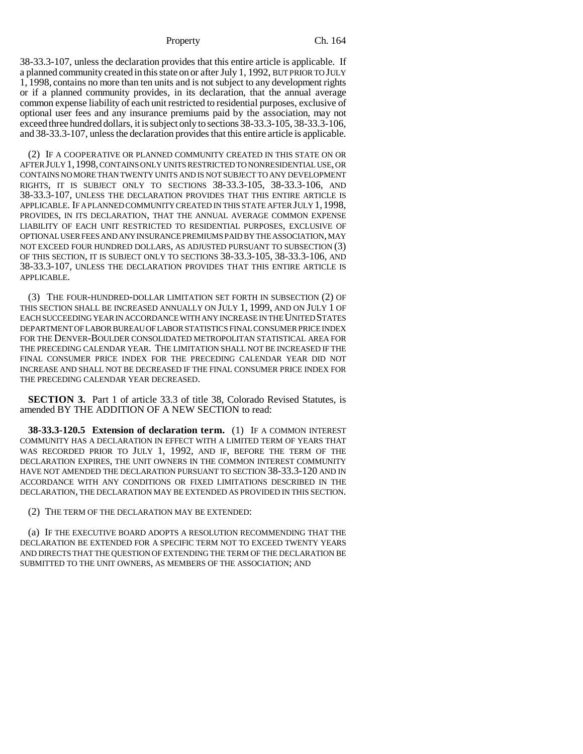38-33.3-107, unless the declaration provides that this entire article is applicable. If a planned community created in this state on or after July 1, 1992, BUT PRIOR TO JULY 1, 1998, contains no more than ten units and is not subject to any development rights or if a planned community provides, in its declaration, that the annual average common expense liability of each unit restricted to residential purposes, exclusive of optional user fees and any insurance premiums paid by the association, may not exceed three hundred dollars, it is subject only to sections 38-33.3-105, 38-33.3-106, and 38-33.3-107, unless the declaration provides that this entire article is applicable.

(2) IF A COOPERATIVE OR PLANNED COMMUNITY CREATED IN THIS STATE ON OR AFTER JULY 1, 1998, CONTAINS ONLY UNITS RESTRICTED TO NONRESIDENTIAL USE, OR CONTAINS NO MORE THAN TWENTY UNITS AND IS NOT SUBJECT TO ANY DEVELOPMENT RIGHTS, IT IS SUBJECT ONLY TO SECTIONS 38-33.3-105, 38-33.3-106, AND 38-33.3-107, UNLESS THE DECLARATION PROVIDES THAT THIS ENTIRE ARTICLE IS APPLICABLE. IF A PLANNED COMMUNITY CREATED IN THIS STATE AFTER JULY 1, 1998, PROVIDES, IN ITS DECLARATION, THAT THE ANNUAL AVERAGE COMMON EXPENSE LIABILITY OF EACH UNIT RESTRICTED TO RESIDENTIAL PURPOSES, EXCLUSIVE OF OPTIONAL USER FEES AND ANY INSURANCE PREMIUMS PAID BY THE ASSOCIATION, MAY NOT EXCEED FOUR HUNDRED DOLLARS, AS ADJUSTED PURSUANT TO SUBSECTION (3) OF THIS SECTION, IT IS SUBJECT ONLY TO SECTIONS 38-33.3-105, 38-33.3-106, AND 38-33.3-107, UNLESS THE DECLARATION PROVIDES THAT THIS ENTIRE ARTICLE IS APPLICABLE.

(3) THE FOUR-HUNDRED-DOLLAR LIMITATION SET FORTH IN SUBSECTION (2) OF THIS SECTION SHALL BE INCREASED ANNUALLY ON JULY 1, 1999, AND ON JULY 1 OF EACH SUCCEEDING YEAR IN ACCORDANCE WITH ANY INCREASE IN THE UNITED STATES DEPARTMENT OF LABOR BUREAU OF LABOR STATISTICS FINAL CONSUMER PRICE INDEX FOR THE DENVER-BOULDER CONSOLIDATED METROPOLITAN STATISTICAL AREA FOR THE PRECEDING CALENDAR YEAR. THE LIMITATION SHALL NOT BE INCREASED IF THE FINAL CONSUMER PRICE INDEX FOR THE PRECEDING CALENDAR YEAR DID NOT INCREASE AND SHALL NOT BE DECREASED IF THE FINAL CONSUMER PRICE INDEX FOR THE PRECEDING CALENDAR YEAR DECREASED.

**SECTION 3.** Part 1 of article 33.3 of title 38, Colorado Revised Statutes, is amended BY THE ADDITION OF A NEW SECTION to read:

**38-33.3-120.5 Extension of declaration term.** (1) IF A COMMON INTEREST COMMUNITY HAS A DECLARATION IN EFFECT WITH A LIMITED TERM OF YEARS THAT WAS RECORDED PRIOR TO JULY 1, 1992, AND IF, BEFORE THE TERM OF THE DECLARATION EXPIRES, THE UNIT OWNERS IN THE COMMON INTEREST COMMUNITY HAVE NOT AMENDED THE DECLARATION PURSUANT TO SECTION 38-33.3-120 AND IN ACCORDANCE WITH ANY CONDITIONS OR FIXED LIMITATIONS DESCRIBED IN THE DECLARATION, THE DECLARATION MAY BE EXTENDED AS PROVIDED IN THIS SECTION.

(2) THE TERM OF THE DECLARATION MAY BE EXTENDED:

(a) IF THE EXECUTIVE BOARD ADOPTS A RESOLUTION RECOMMENDING THAT THE DECLARATION BE EXTENDED FOR A SPECIFIC TERM NOT TO EXCEED TWENTY YEARS AND DIRECTS THAT THE QUESTION OF EXTENDING THE TERM OF THE DECLARATION BE SUBMITTED TO THE UNIT OWNERS, AS MEMBERS OF THE ASSOCIATION; AND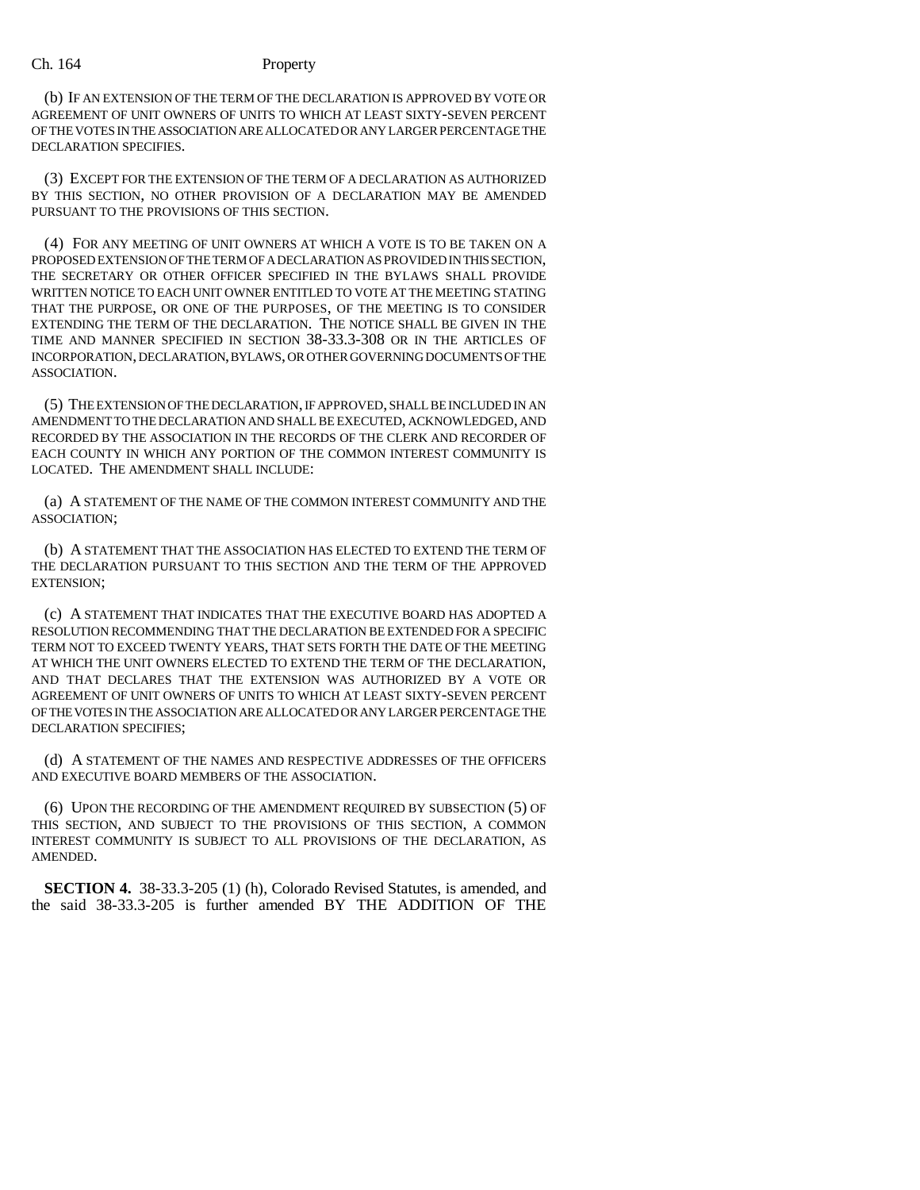(b) IF AN EXTENSION OF THE TERM OF THE DECLARATION IS APPROVED BY VOTE OR AGREEMENT OF UNIT OWNERS OF UNITS TO WHICH AT LEAST SIXTY-SEVEN PERCENT OF THE VOTES IN THE ASSOCIATION ARE ALLOCATED OR ANY LARGER PERCENTAGE THE DECLARATION SPECIFIES.

(3) EXCEPT FOR THE EXTENSION OF THE TERM OF A DECLARATION AS AUTHORIZED BY THIS SECTION, NO OTHER PROVISION OF A DECLARATION MAY BE AMENDED PURSUANT TO THE PROVISIONS OF THIS SECTION.

(4) FOR ANY MEETING OF UNIT OWNERS AT WHICH A VOTE IS TO BE TAKEN ON A PROPOSED EXTENSION OF THE TERM OF A DECLARATION AS PROVIDED IN THIS SECTION, THE SECRETARY OR OTHER OFFICER SPECIFIED IN THE BYLAWS SHALL PROVIDE WRITTEN NOTICE TO EACH UNIT OWNER ENTITLED TO VOTE AT THE MEETING STATING THAT THE PURPOSE, OR ONE OF THE PURPOSES, OF THE MEETING IS TO CONSIDER EXTENDING THE TERM OF THE DECLARATION. THE NOTICE SHALL BE GIVEN IN THE TIME AND MANNER SPECIFIED IN SECTION 38-33.3-308 OR IN THE ARTICLES OF INCORPORATION, DECLARATION, BYLAWS, OR OTHER GOVERNING DOCUMENTS OF THE ASSOCIATION.

(5) THE EXTENSION OF THE DECLARATION, IF APPROVED, SHALL BE INCLUDED IN AN AMENDMENT TO THE DECLARATION AND SHALL BE EXECUTED, ACKNOWLEDGED, AND RECORDED BY THE ASSOCIATION IN THE RECORDS OF THE CLERK AND RECORDER OF EACH COUNTY IN WHICH ANY PORTION OF THE COMMON INTEREST COMMUNITY IS LOCATED. THE AMENDMENT SHALL INCLUDE:

(a) A STATEMENT OF THE NAME OF THE COMMON INTEREST COMMUNITY AND THE ASSOCIATION;

(b) A STATEMENT THAT THE ASSOCIATION HAS ELECTED TO EXTEND THE TERM OF THE DECLARATION PURSUANT TO THIS SECTION AND THE TERM OF THE APPROVED EXTENSION;

(c) A STATEMENT THAT INDICATES THAT THE EXECUTIVE BOARD HAS ADOPTED A RESOLUTION RECOMMENDING THAT THE DECLARATION BE EXTENDED FOR A SPECIFIC TERM NOT TO EXCEED TWENTY YEARS, THAT SETS FORTH THE DATE OF THE MEETING AT WHICH THE UNIT OWNERS ELECTED TO EXTEND THE TERM OF THE DECLARATION, AND THAT DECLARES THAT THE EXTENSION WAS AUTHORIZED BY A VOTE OR AGREEMENT OF UNIT OWNERS OF UNITS TO WHICH AT LEAST SIXTY-SEVEN PERCENT OF THE VOTES IN THE ASSOCIATION ARE ALLOCATED OR ANY LARGER PERCENTAGE THE DECLARATION SPECIFIES;

(d) A STATEMENT OF THE NAMES AND RESPECTIVE ADDRESSES OF THE OFFICERS AND EXECUTIVE BOARD MEMBERS OF THE ASSOCIATION.

(6) UPON THE RECORDING OF THE AMENDMENT REQUIRED BY SUBSECTION (5) OF THIS SECTION, AND SUBJECT TO THE PROVISIONS OF THIS SECTION, A COMMON INTEREST COMMUNITY IS SUBJECT TO ALL PROVISIONS OF THE DECLARATION, AS AMENDED.

**SECTION 4.** 38-33.3-205 (1) (h), Colorado Revised Statutes, is amended, and the said 38-33.3-205 is further amended BY THE ADDITION OF THE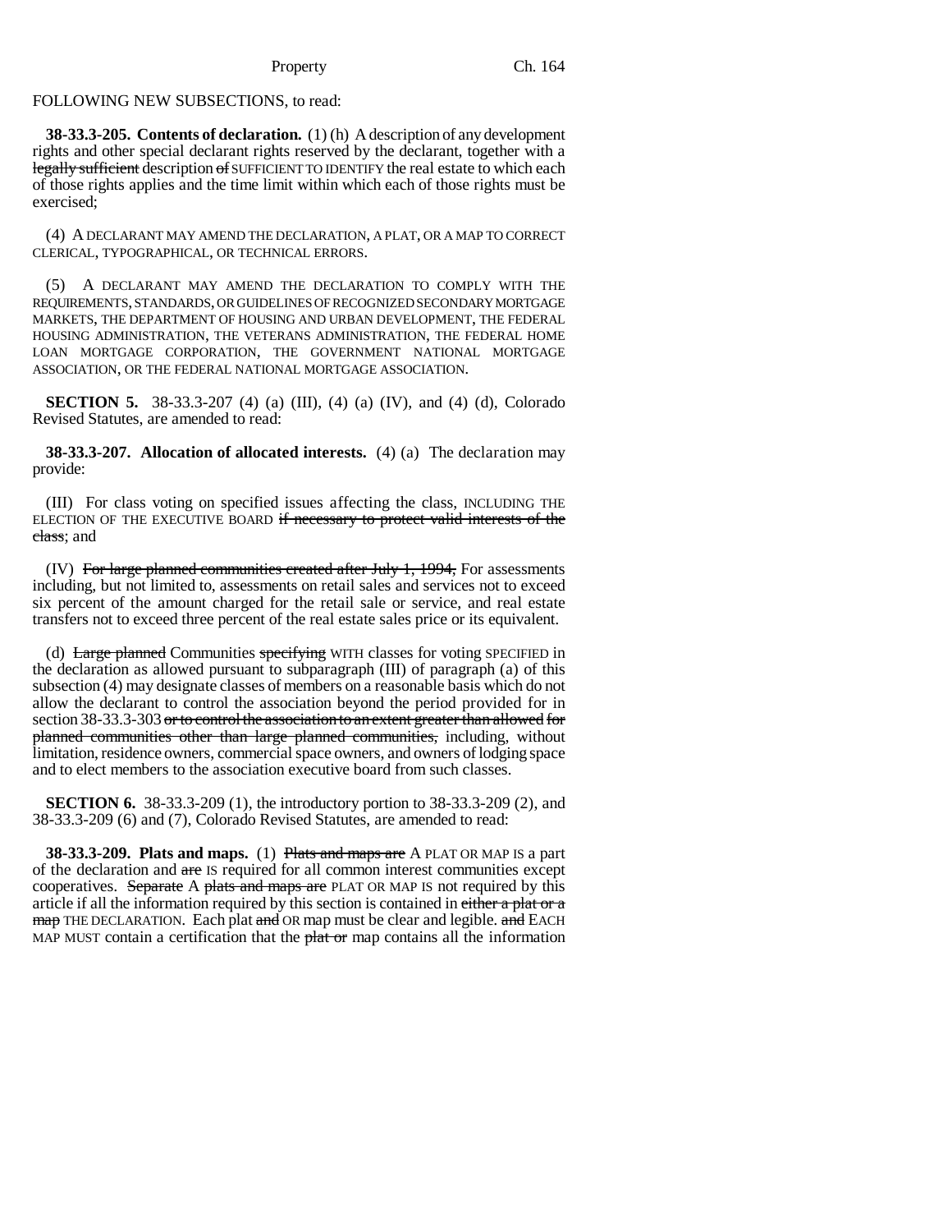FOLLOWING NEW SUBSECTIONS, to read:

**38-33.3-205. Contents of declaration.** (1) (h) A description of any development rights and other special declarant rights reserved by the declarant, together with a ~~legally sufficient~~ description ~~of~~ SUFFICIENT TO IDENTIFY the real estate to which each of those rights applies and the time limit within which each of those rights must be exercised;

(4) A DECLARANT MAY AMEND THE DECLARATION, A PLAT, OR A MAP TO CORRECT CLERICAL, TYPOGRAPHICAL, OR TECHNICAL ERRORS.

(5) A DECLARANT MAY AMEND THE DECLARATION TO COMPLY WITH THE REQUIREMENTS, STANDARDS, OR GUIDELINES OF RECOGNIZED SECONDARY MORTGAGE MARKETS, THE DEPARTMENT OF HOUSING AND URBAN DEVELOPMENT, THE FEDERAL HOUSING ADMINISTRATION, THE VETERANS ADMINISTRATION, THE FEDERAL HOME LOAN MORTGAGE CORPORATION, THE GOVERNMENT NATIONAL MORTGAGE ASSOCIATION, OR THE FEDERAL NATIONAL MORTGAGE ASSOCIATION.

**SECTION 5.** 38-33.3-207 (4) (a) (III), (4) (a) (IV), and (4) (d), Colorado Revised Statutes, are amended to read:

**38-33.3-207. Allocation of allocated interests.** (4) (a) The declaration may provide:

(III) For class voting on specified issues affecting the class, INCLUDING THE ELECTION OF THE EXECUTIVE BOARD ~~if necessary to protect valid interests of the class~~; and

(IV) ~~For large planned communities created after July 1, 1994,~~ For assessments including, but not limited to, assessments on retail sales and services not to exceed six percent of the amount charged for the retail sale or service, and real estate transfers not to exceed three percent of the real estate sales price or its equivalent.

(d) ~~Large planned~~ Communities ~~specifying~~ WITH classes for voting SPECIFIED in the declaration as allowed pursuant to subparagraph (III) of paragraph (a) of this subsection (4) may designate classes of members on a reasonable basis which do not allow the declarant to control the association beyond the period provided for in section 38-33.3-303 ~~or to control the association to an extent greater than allowed for planned communities other than large planned communities,~~ including, without limitation, residence owners, commercial space owners, and owners of lodging space and to elect members to the association executive board from such classes.

**SECTION 6.** 38-33.3-209 (1), the introductory portion to 38-33.3-209 (2), and 38-33.3-209 (6) and (7), Colorado Revised Statutes, are amended to read:

**38-33.3-209. Plats and maps.** (1) ~~Plats and maps are~~ A PLAT OR MAP IS a part of the declaration and ~~are~~ IS required for all common interest communities except cooperatives. ~~Separate~~ A ~~plats and maps are~~ PLAT OR MAP IS not required by this article if all the information required by this section is contained in ~~either a plat or a map~~ THE DECLARATION. Each plat ~~and~~ OR map must be clear and legible. ~~and~~ EACH MAP MUST contain a certification that the ~~plat or~~ map contains all the information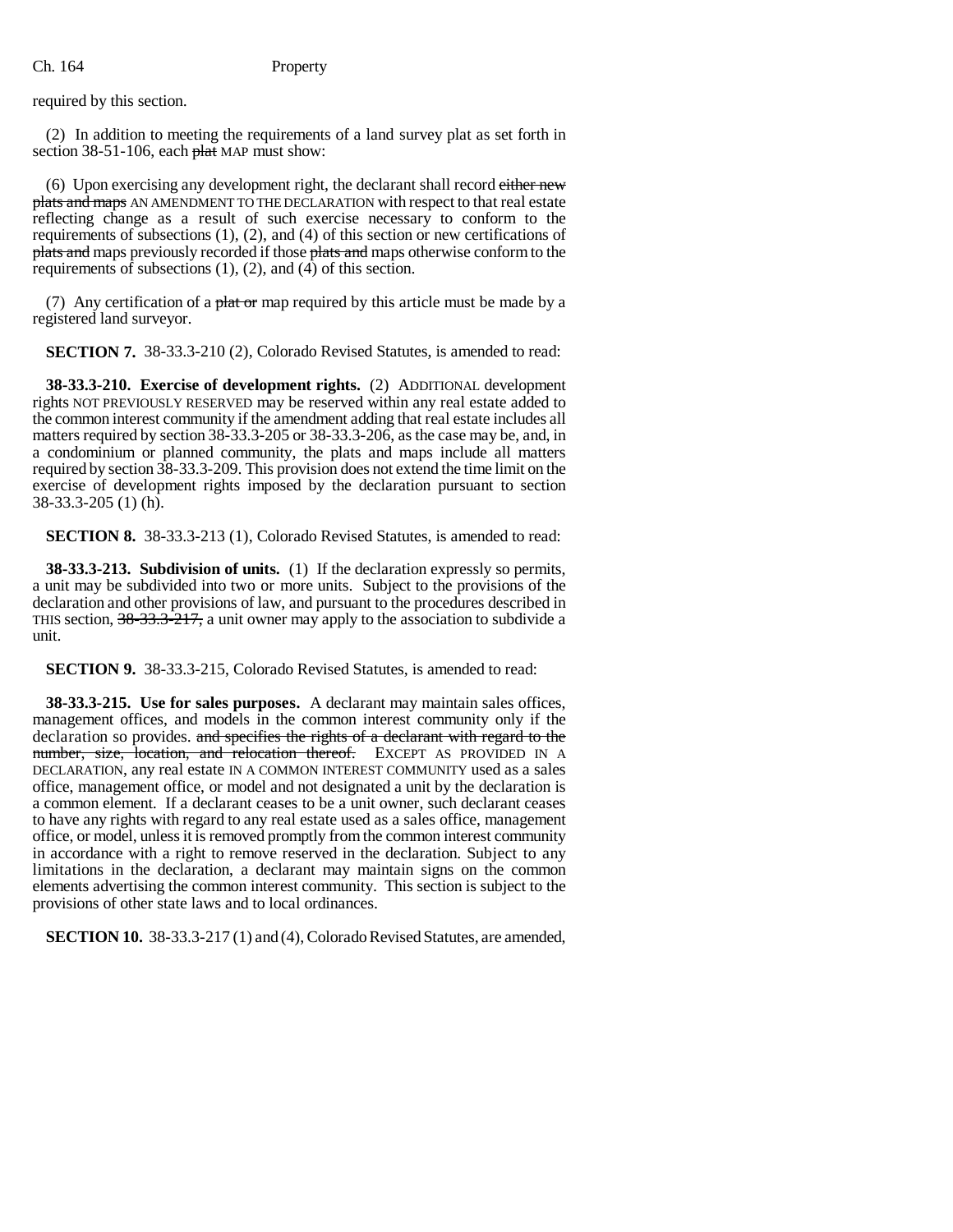required by this section.

(2) In addition to meeting the requirements of a land survey plat as set forth in section 38-51-106, each ~~plat~~ MAP must show:

(6) Upon exercising any development right, the declarant shall record ~~either new plats and maps~~ AN AMENDMENT TO THE DECLARATION with respect to that real estate reflecting change as a result of such exercise necessary to conform to the requirements of subsections (1), (2), and (4) of this section or new certifications of ~~plats and~~ maps previously recorded if those ~~plats and~~ maps otherwise conform to the requirements of subsections (1), (2), and (4) of this section.

(7) Any certification of a ~~plat or~~ map required by this article must be made by a registered land surveyor.

**SECTION 7.** 38-33.3-210 (2), Colorado Revised Statutes, is amended to read:

**38-33.3-210. Exercise of development rights.** (2) ADDITIONAL development rights NOT PREVIOUSLY RESERVED may be reserved within any real estate added to the common interest community if the amendment adding that real estate includes all matters required by section 38-33.3-205 or 38-33.3-206, as the case may be, and, in a condominium or planned community, the plats and maps include all matters required by section 38-33.3-209. This provision does not extend the time limit on the exercise of development rights imposed by the declaration pursuant to section 38-33.3-205 (1) (h).

**SECTION 8.** 38-33.3-213 (1), Colorado Revised Statutes, is amended to read:

**38-33.3-213. Subdivision of units.** (1) If the declaration expressly so permits, a unit may be subdivided into two or more units. Subject to the provisions of the declaration and other provisions of law, and pursuant to the procedures described in THIS section, ~~38-33.3-217,~~ a unit owner may apply to the association to subdivide a unit.

**SECTION 9.** 38-33.3-215, Colorado Revised Statutes, is amended to read:

**38-33.3-215. Use for sales purposes.** A declarant may maintain sales offices, management offices, and models in the common interest community only if the declaration so provides. ~~and specifies the rights of a declarant with regard to the number, size, location, and relocation thereof.~~ EXCEPT AS PROVIDED IN A DECLARATION, any real estate IN A COMMON INTEREST COMMUNITY used as a sales office, management office, or model and not designated a unit by the declaration is a common element. If a declarant ceases to be a unit owner, such declarant ceases to have any rights with regard to any real estate used as a sales office, management office, or model, unless it is removed promptly from the common interest community in accordance with a right to remove reserved in the declaration. Subject to any limitations in the declaration, a declarant may maintain signs on the common elements advertising the common interest community. This section is subject to the provisions of other state laws and to local ordinances.

**SECTION 10.** 38-33.3-217 (1) and (4), Colorado Revised Statutes, are amended,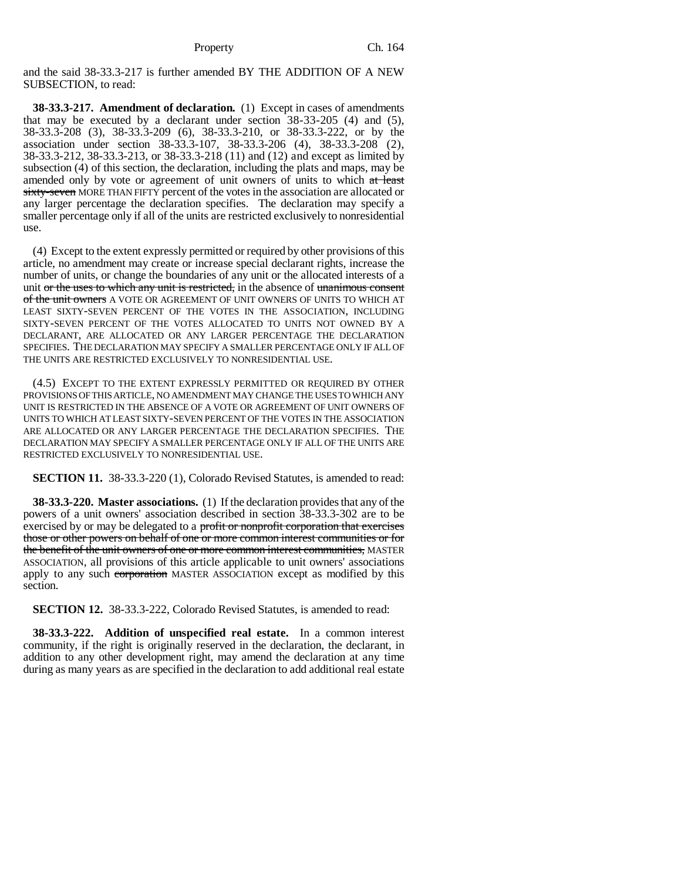and the said 38-33.3-217 is further amended BY THE ADDITION OF A NEW SUBSECTION, to read:

**38-33.3-217. Amendment of declaration.** (1) Except in cases of amendments that may be executed by a declarant under section 38-33-205 (4) and (5), 38-33.3-208 (3), 38-33.3-209 (6), 38-33.3-210, or 38-33.3-222, or by the association under section 38-33.3-107, 38-33.3-206 (4), 38-33.3-208 (2), 38-33.3-212, 38-33.3-213, or 38-33.3-218 (11) and (12) and except as limited by subsection (4) of this section, the declaration, including the plats and maps, may be amended only by vote or agreement of unit owners of units to which ~~at least sixty-seven~~ MORE THAN FIFTY percent of the votes in the association are allocated or any larger percentage the declaration specifies. The declaration may specify a smaller percentage only if all of the units are restricted exclusively to nonresidential use.

(4) Except to the extent expressly permitted or required by other provisions of this article, no amendment may create or increase special declarant rights, increase the number of units, or change the boundaries of any unit or the allocated interests of a unit ~~or the uses to which any unit is restricted,~~ in the absence of ~~unanimous consent of the unit owners~~ A VOTE OR AGREEMENT OF UNIT OWNERS OF UNITS TO WHICH AT LEAST SIXTY-SEVEN PERCENT OF THE VOTES IN THE ASSOCIATION, INCLUDING SIXTY-SEVEN PERCENT OF THE VOTES ALLOCATED TO UNITS NOT OWNED BY A DECLARANT, ARE ALLOCATED OR ANY LARGER PERCENTAGE THE DECLARATION SPECIFIES. THE DECLARATION MAY SPECIFY A SMALLER PERCENTAGE ONLY IF ALL OF THE UNITS ARE RESTRICTED EXCLUSIVELY TO NONRESIDENTIAL USE.

(4.5) EXCEPT TO THE EXTENT EXPRESSLY PERMITTED OR REQUIRED BY OTHER PROVISIONS OF THIS ARTICLE, NO AMENDMENT MAY CHANGE THE USES TO WHICH ANY UNIT IS RESTRICTED IN THE ABSENCE OF A VOTE OR AGREEMENT OF UNIT OWNERS OF UNITS TO WHICH AT LEAST SIXTY-SEVEN PERCENT OF THE VOTES IN THE ASSOCIATION ARE ALLOCATED OR ANY LARGER PERCENTAGE THE DECLARATION SPECIFIES. THE DECLARATION MAY SPECIFY A SMALLER PERCENTAGE ONLY IF ALL OF THE UNITS ARE RESTRICTED EXCLUSIVELY TO NONRESIDENTIAL USE.

**SECTION 11.** 38-33.3-220 (1), Colorado Revised Statutes, is amended to read:

**38-33.3-220. Master associations.** (1) If the declaration provides that any of the powers of a unit owners' association described in section 38-33.3-302 are to be exercised by or may be delegated to a ~~profit or nonprofit corporation that exercises those or other powers on behalf of one or more common interest communities or for the benefit of the unit owners of one or more common interest communities,~~ MASTER ASSOCIATION, all provisions of this article applicable to unit owners' associations apply to any such ~~corporation~~ MASTER ASSOCIATION except as modified by this section.

**SECTION 12.** 38-33.3-222, Colorado Revised Statutes, is amended to read:

**38-33.3-222. Addition of unspecified real estate.** In a common interest community, if the right is originally reserved in the declaration, the declarant, in addition to any other development right, may amend the declaration at any time during as many years as are specified in the declaration to add additional real estate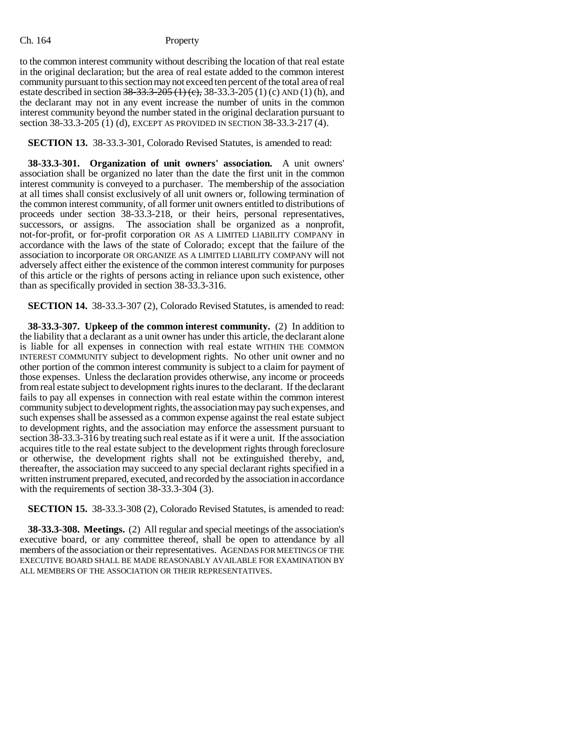to the common interest community without describing the location of that real estate in the original declaration; but the area of real estate added to the common interest community pursuant to this section may not exceed ten percent of the total area of real estate described in section ~~38-33.3-205 (1) (c),~~ 38-33.3-205 (1) (c) AND (1) (h), and the declarant may not in any event increase the number of units in the common interest community beyond the number stated in the original declaration pursuant to section 38-33.3-205 (1) (d), EXCEPT AS PROVIDED IN SECTION 38-33.3-217 (4).

**SECTION 13.** 38-33.3-301, Colorado Revised Statutes, is amended to read:

**38-33.3-301. Organization of unit owners' association.** A unit owners' association shall be organized no later than the date the first unit in the common interest community is conveyed to a purchaser. The membership of the association at all times shall consist exclusively of all unit owners or, following termination of the common interest community, of all former unit owners entitled to distributions of proceeds under section 38-33.3-218, or their heirs, personal representatives, successors, or assigns. The association shall be organized as a nonprofit, not-for-profit, or for-profit corporation OR AS A LIMITED LIABILITY COMPANY in accordance with the laws of the state of Colorado; except that the failure of the association to incorporate OR ORGANIZE AS A LIMITED LIABILITY COMPANY will not adversely affect either the existence of the common interest community for purposes of this article or the rights of persons acting in reliance upon such existence, other than as specifically provided in section 38-33.3-316.

**SECTION 14.** 38-33.3-307 (2), Colorado Revised Statutes, is amended to read:

**38-33.3-307. Upkeep of the common interest community.** (2) In addition to the liability that a declarant as a unit owner has under this article, the declarant alone is liable for all expenses in connection with real estate WITHIN THE COMMON INTEREST COMMUNITY subject to development rights. No other unit owner and no other portion of the common interest community is subject to a claim for payment of those expenses. Unless the declaration provides otherwise, any income or proceeds from real estate subject to development rights inures to the declarant. If the declarant fails to pay all expenses in connection with real estate within the common interest community subject to development rights, the association may pay such expenses, and such expenses shall be assessed as a common expense against the real estate subject to development rights, and the association may enforce the assessment pursuant to section 38-33.3-316 by treating such real estate as if it were a unit. If the association acquires title to the real estate subject to the development rights through foreclosure or otherwise, the development rights shall not be extinguished thereby, and, thereafter, the association may succeed to any special declarant rights specified in a written instrument prepared, executed, and recorded by the association in accordance with the requirements of section 38-33.3-304 (3).

**SECTION 15.** 38-33.3-308 (2), Colorado Revised Statutes, is amended to read:

**38-33.3-308. Meetings.** (2) All regular and special meetings of the association's executive board, or any committee thereof, shall be open to attendance by all members of the association or their representatives. AGENDAS FOR MEETINGS OF THE EXECUTIVE BOARD SHALL BE MADE REASONABLY AVAILABLE FOR EXAMINATION BY ALL MEMBERS OF THE ASSOCIATION OR THEIR REPRESENTATIVES.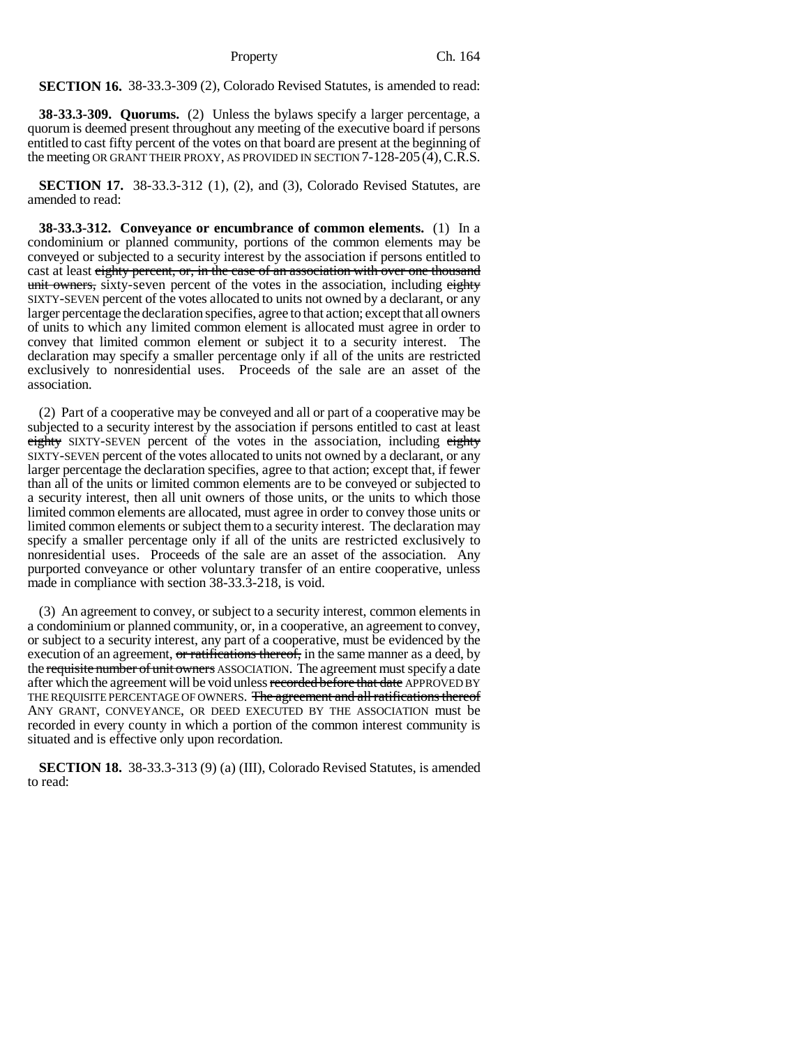**SECTION 16.** 38-33.3-309 (2), Colorado Revised Statutes, is amended to read:

**38-33.3-309. Quorums.** (2) Unless the bylaws specify a larger percentage, a quorum is deemed present throughout any meeting of the executive board if persons entitled to cast fifty percent of the votes on that board are present at the beginning of the meeting OR GRANT THEIR PROXY, AS PROVIDED IN SECTION 7-128-205 (4), C.R.S.

**SECTION 17.** 38-33.3-312 (1), (2), and (3), Colorado Revised Statutes, are amended to read:

**38-33.3-312. Conveyance or encumbrance of common elements.** (1) In a condominium or planned community, portions of the common elements may be conveyed or subjected to a security interest by the association if persons entitled to cast at least ~~eighty percent, or, in the case of an association with over one thousand unit owners,~~ sixty-seven percent of the votes in the association, including ~~eighty~~ SIXTY-SEVEN percent of the votes allocated to units not owned by a declarant, or any larger percentage the declaration specifies, agree to that action; except that all owners of units to which any limited common element is allocated must agree in order to convey that limited common element or subject it to a security interest. The declaration may specify a smaller percentage only if all of the units are restricted exclusively to nonresidential uses. Proceeds of the sale are an asset of the association.

(2) Part of a cooperative may be conveyed and all or part of a cooperative may be subjected to a security interest by the association if persons entitled to cast at least ~~eighty~~ SIXTY-SEVEN percent of the votes in the association, including ~~eighty~~ SIXTY-SEVEN percent of the votes allocated to units not owned by a declarant, or any larger percentage the declaration specifies, agree to that action; except that, if fewer than all of the units or limited common elements are to be conveyed or subjected to a security interest, then all unit owners of those units, or the units to which those limited common elements are allocated, must agree in order to convey those units or limited common elements or subject them to a security interest. The declaration may specify a smaller percentage only if all of the units are restricted exclusively to nonresidential uses. Proceeds of the sale are an asset of the association. Any purported conveyance or other voluntary transfer of an entire cooperative, unless made in compliance with section 38-33.3-218, is void.

(3) An agreement to convey, or subject to a security interest, common elements in a condominium or planned community, or, in a cooperative, an agreement to convey, or subject to a security interest, any part of a cooperative, must be evidenced by the execution of an agreement, ~~or ratifications thereof,~~ in the same manner as a deed, by the ~~requisite number of unit owners~~ ASSOCIATION. The agreement must specify a date after which the agreement will be void unless ~~recorded before that date~~ APPROVED BY THE REQUISITE PERCENTAGE OF OWNERS. ~~The agreement and all ratifications thereof~~ ANY GRANT, CONVEYANCE, OR DEED EXECUTED BY THE ASSOCIATION must be recorded in every county in which a portion of the common interest community is situated and is effective only upon recordation.

**SECTION 18.** 38-33.3-313 (9) (a) (III), Colorado Revised Statutes, is amended to read: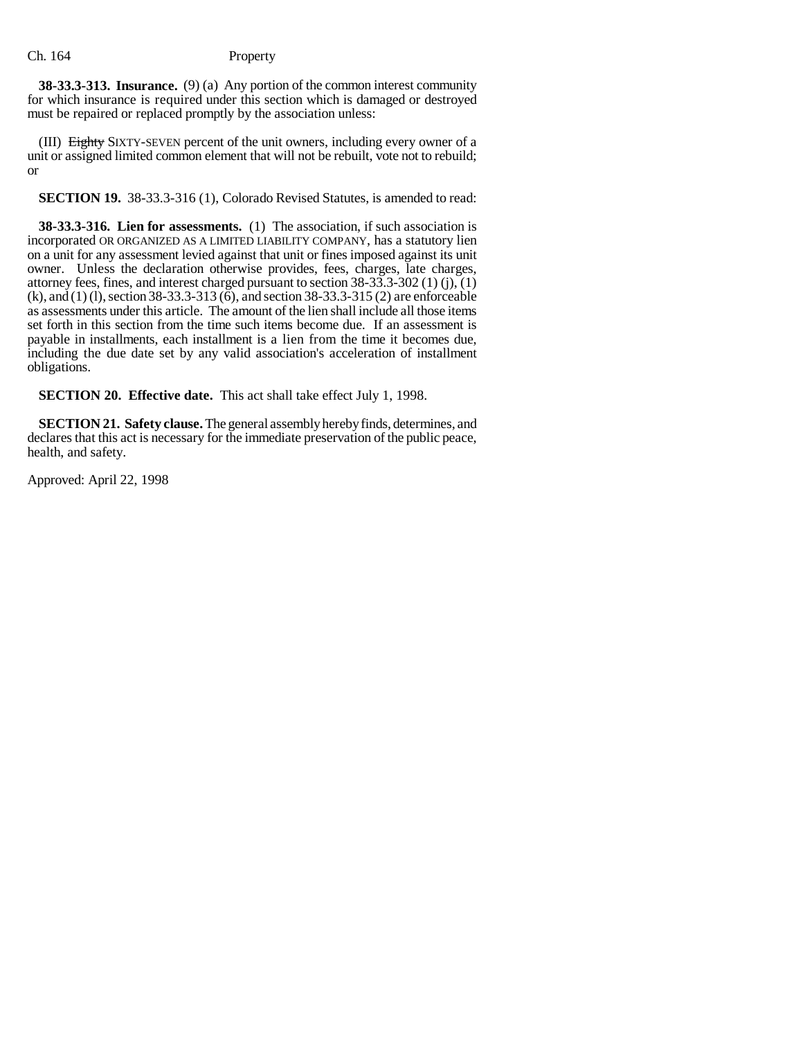**38-33.3-313. Insurance.** (9) (a) Any portion of the common interest community for which insurance is required under this section which is damaged or destroyed must be repaired or replaced promptly by the association unless:

(III) ~~Eighty~~ SIXTY-SEVEN percent of the unit owners, including every owner of a unit or assigned limited common element that will not be rebuilt, vote not to rebuild; or

**SECTION 19.** 38-33.3-316 (1), Colorado Revised Statutes, is amended to read:

**38-33.3-316. Lien for assessments.** (1) The association, if such association is incorporated OR ORGANIZED AS A LIMITED LIABILITY COMPANY, has a statutory lien on a unit for any assessment levied against that unit or fines imposed against its unit owner. Unless the declaration otherwise provides, fees, charges, late charges, attorney fees, fines, and interest charged pursuant to section 38-33.3-302 (1) (j), (1) (k), and (1) (l), section 38-33.3-313 (6), and section 38-33.3-315 (2) are enforceable as assessments under this article. The amount of the lien shall include all those items set forth in this section from the time such items become due. If an assessment is payable in installments, each installment is a lien from the time it becomes due, including the due date set by any valid association's acceleration of installment obligations.

**SECTION 20. Effective date.** This act shall take effect July 1, 1998.

**SECTION 21. Safety clause.** The general assembly hereby finds, determines, and declares that this act is necessary for the immediate preservation of the public peace, health, and safety.

Approved: April 22, 1998